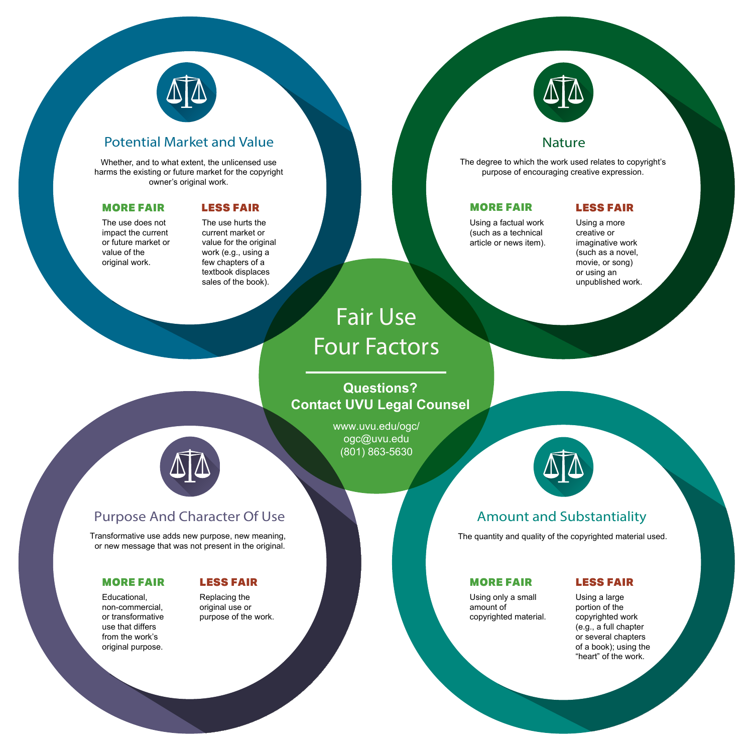# Fair Use Four Factors

**Questions?**
**Contact UVU Legal Counsel**

www.uvu.edu/ogc/
ogc@uvu.edu
(801) 863-5630

## Purpose And Character Of Use

Transformative use adds new purpose, new meaning, or new message that was not present in the original.

**MORE FAIR**

Educational, non-commercial, or transformative use that differs from the work's original purpose.

**LESS FAIR**

Replacing the original use or purpose of the work.

## Nature

The degree to which the work used relates to copyright's purpose of encouraging creative expression.

**MORE FAIR**

Using a factual work (such as a technical article or news item).

**LESS FAIR**

Using a more creative or imaginative work (such as a novel, movie, or song) or using an unpublished work.

## Amount and Substantiality

The quantity and quality of the copyrighted material used.

**MORE FAIR**

Using only a small amount of copyrighted material.

**LESS FAIR**

Using a large portion of the copyrighted work (e.g., a full chapter or several chapters of a book); using the "heart" of the work.

## Potential Market and Value

Whether, and to what extent, the unlicensed use harms the existing or future market for the copyright owner's original work.

**MORE FAIR**

The use does not impact the current or future market or value of the original work.

**LESS FAIR**

The use hurts the current market or value for the original work (e.g., using a few chapters of a textbook displaces sales of the book).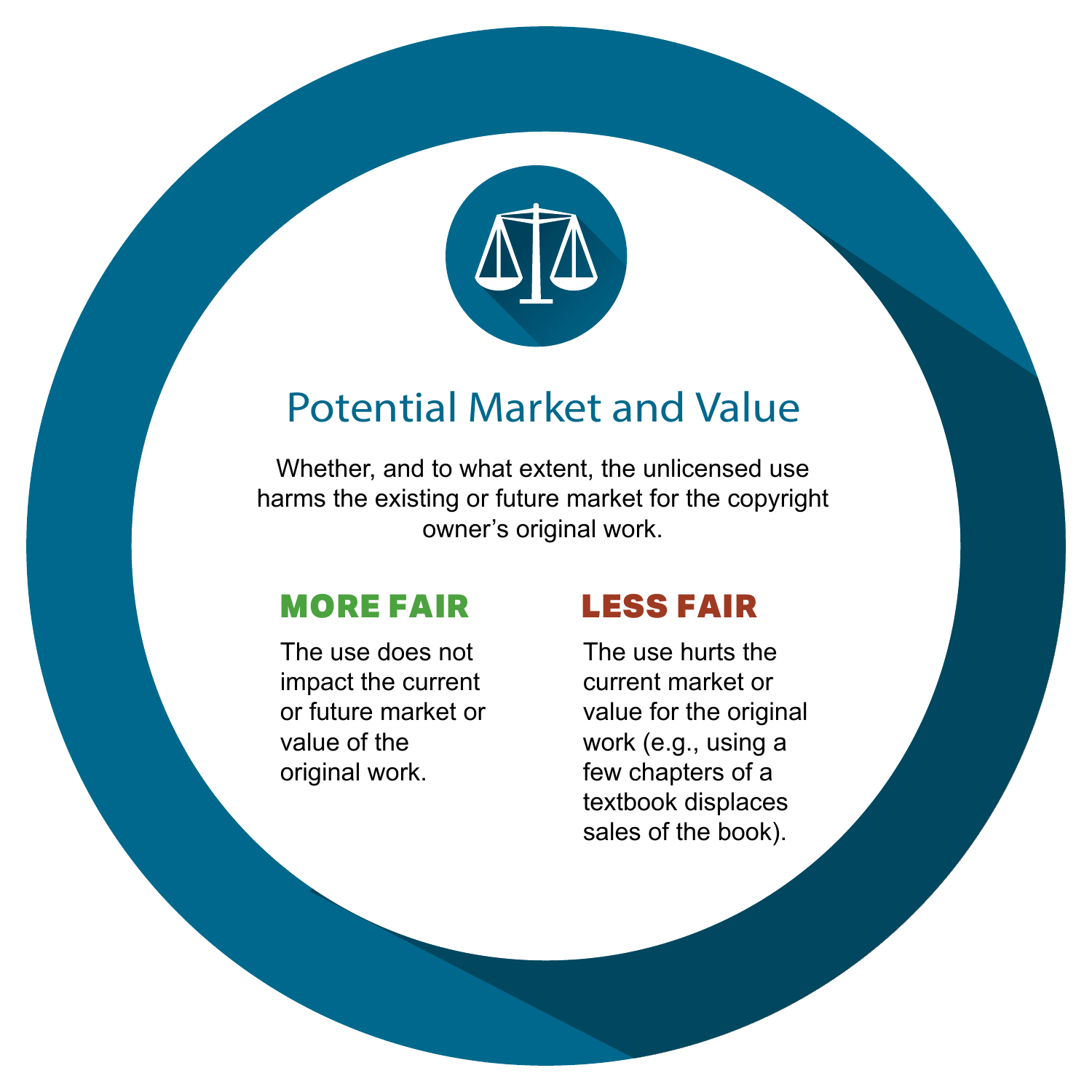## Potential Market and Value

Whether, and to what extent, the unlicensed use harms the existing or future market for the copyright owner's original work.

**MORE FAIR**

The use does not impact the current or future market or value of the original work.

**LESS FAIR**

The use hurts the current market or value for the original work (e.g., using a few chapters of a textbook displaces sales of the book).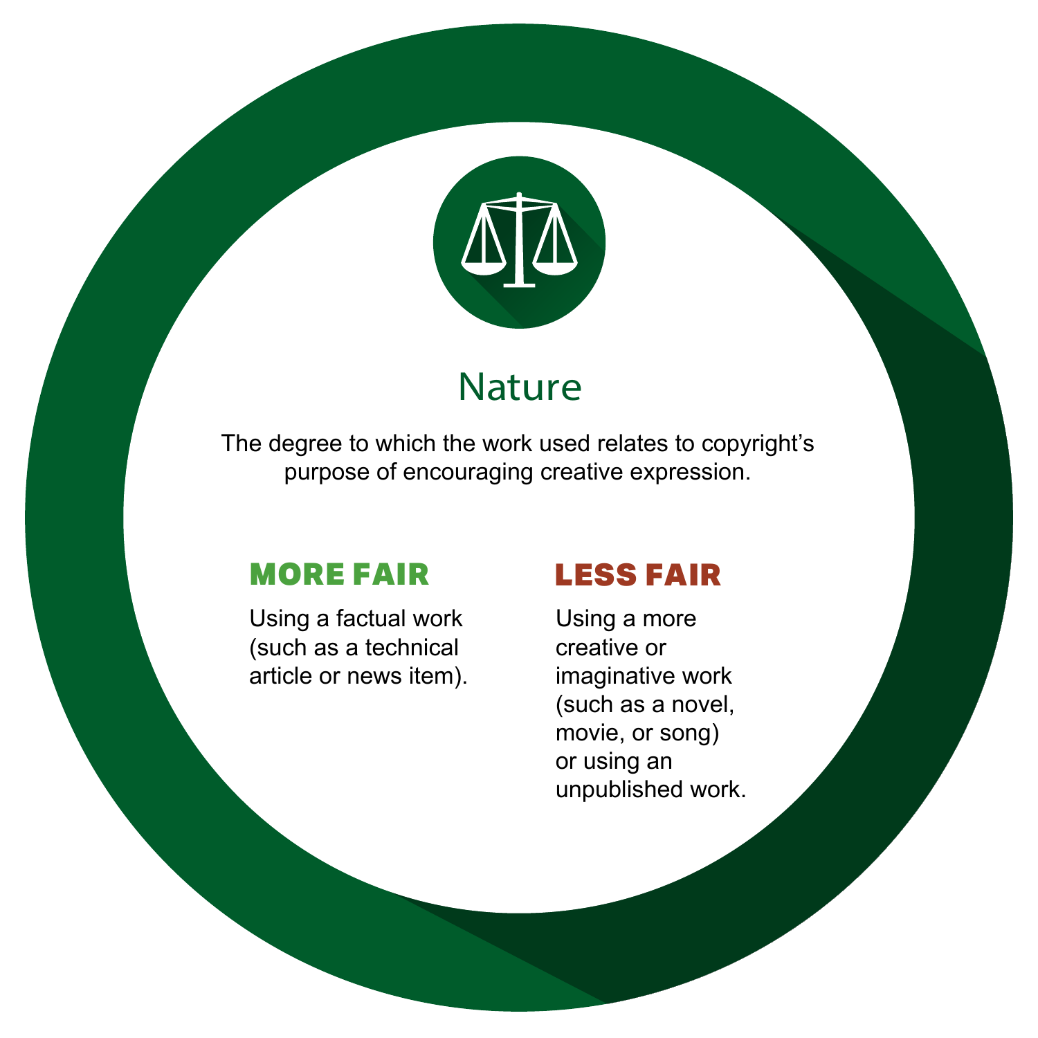## Nature

The degree to which the work used relates to copyright's purpose of encouraging creative expression.

**MORE FAIR**

Using a factual work (such as a technical article or news item).

**LESS FAIR**

Using a more creative or imaginative work (such as a novel, movie, or song) or using an unpublished work.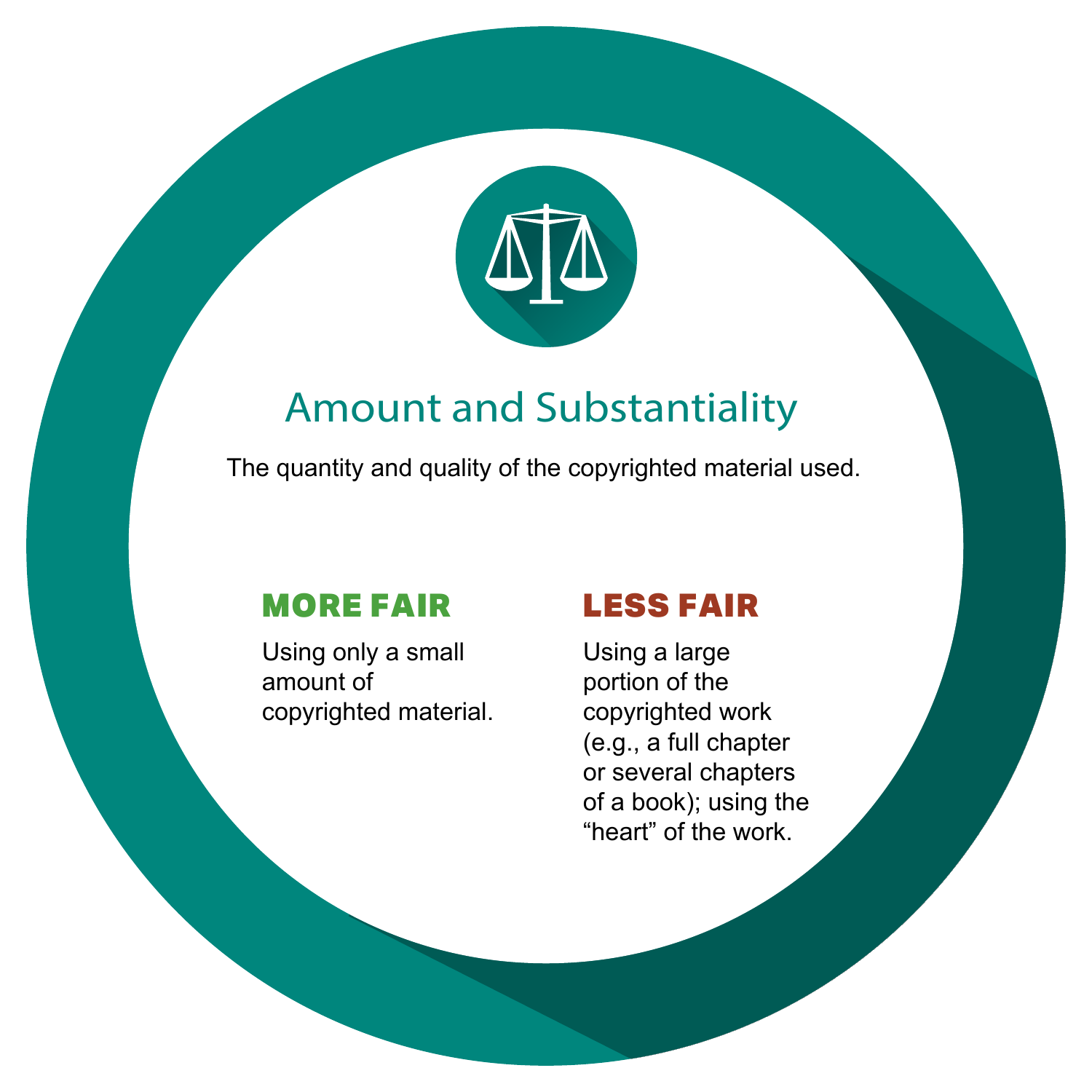## Amount and Substantiality

The quantity and quality of the copyrighted material used.

**MORE FAIR**

Using only a small amount of copyrighted material.

**LESS FAIR**

Using a large portion of the copyrighted work (e.g., a full chapter or several chapters of a book); using the "heart" of the work.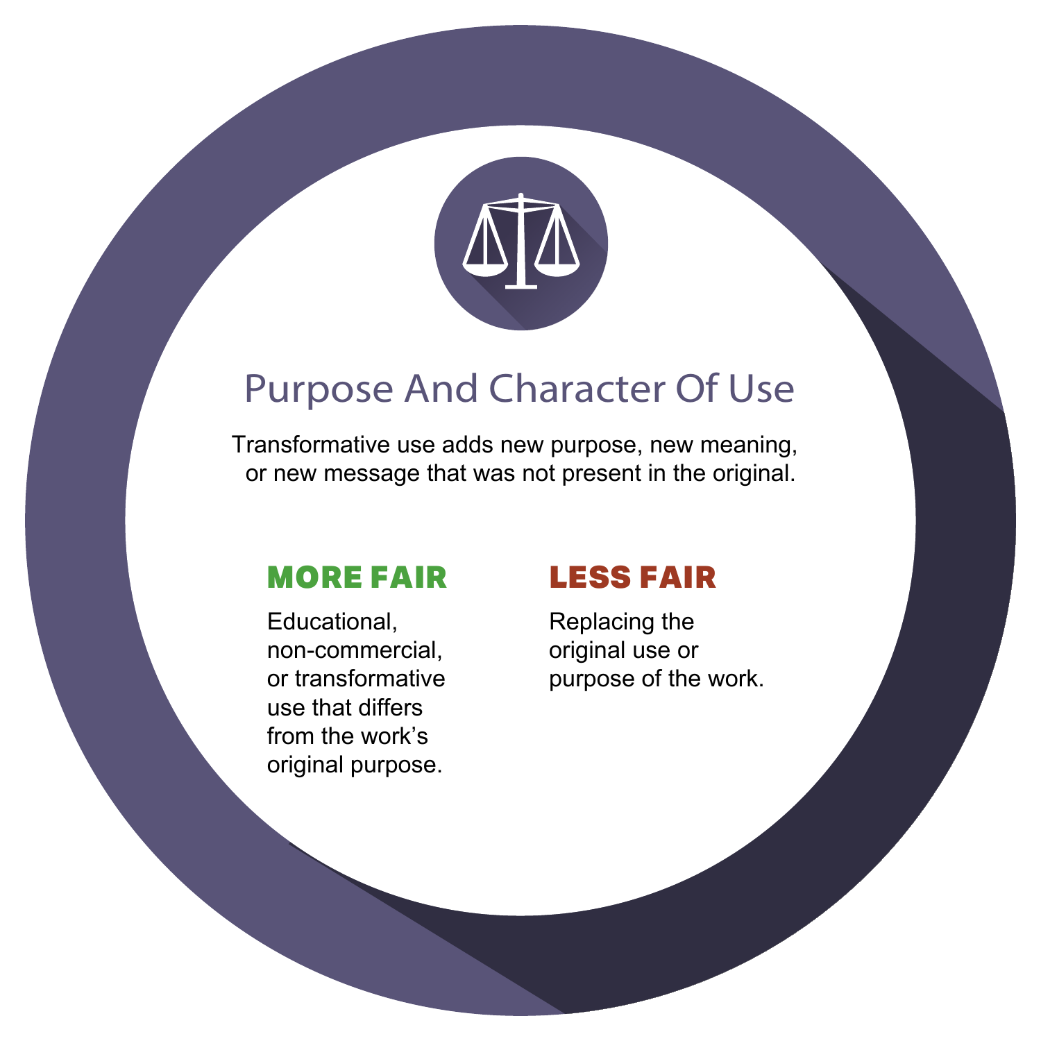# Purpose And Character Of Use

Transformative use adds new purpose, new meaning, or new message that was not present in the original.

**MORE FAIR**

Educational, non-commercial, or transformative use that differs from the work's original purpose.

**LESS FAIR**

Replacing the original use or purpose of the work.